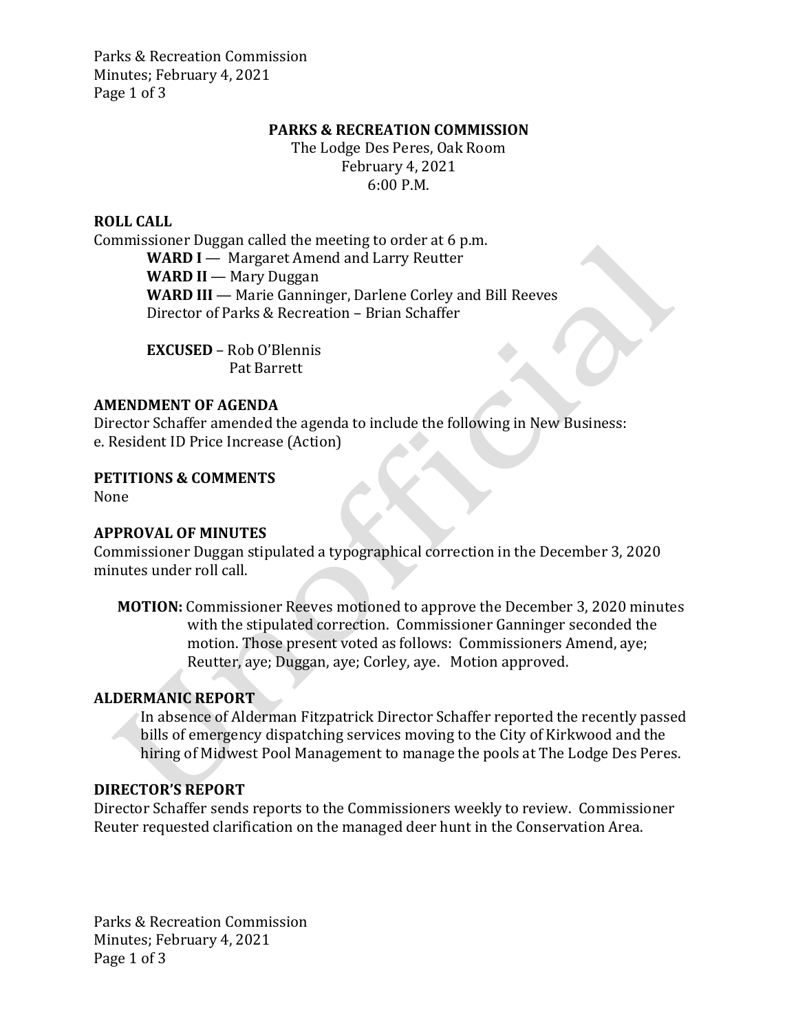**PARKS & RECREATION COMMISSION**

The Lodge Des Peres, Oak Room
February 4, 2021
6:00 P.M.

**ROLL CALL**

Commissioner Duggan called the meeting to order at 6 p.m.

**WARD I** — Margaret Amend and Larry Reutter
**WARD II** — Mary Duggan
**WARD III** — Marie Ganninger, Darlene Corley and Bill Reeves
Director of Parks & Recreation – Brian Schaffer

**EXCUSED** – Rob O'Blennis
Pat Barrett

**AMENDMENT OF AGENDA**

Director Schaffer amended the agenda to include the following in New Business:
e. Resident ID Price Increase (Action)

**PETITIONS & COMMENTS**

None

**APPROVAL OF MINUTES**

Commissioner Duggan stipulated a typographical correction in the December 3, 2020 minutes under roll call.

**MOTION:** Commissioner Reeves motioned to approve the December 3, 2020 minutes with the stipulated correction. Commissioner Ganninger seconded the motion. Those present voted as follows: Commissioners Amend, aye; Reutter, aye; Duggan, aye; Corley, aye. Motion approved.

**ALDERMANIC REPORT**

In absence of Alderman Fitzpatrick Director Schaffer reported the recently passed bills of emergency dispatching services moving to the City of Kirkwood and the hiring of Midwest Pool Management to manage the pools at The Lodge Des Peres.

**DIRECTOR'S REPORT**

Director Schaffer sends reports to the Commissioners weekly to review. Commissioner Reuter requested clarification on the managed deer hunt in the Conservation Area.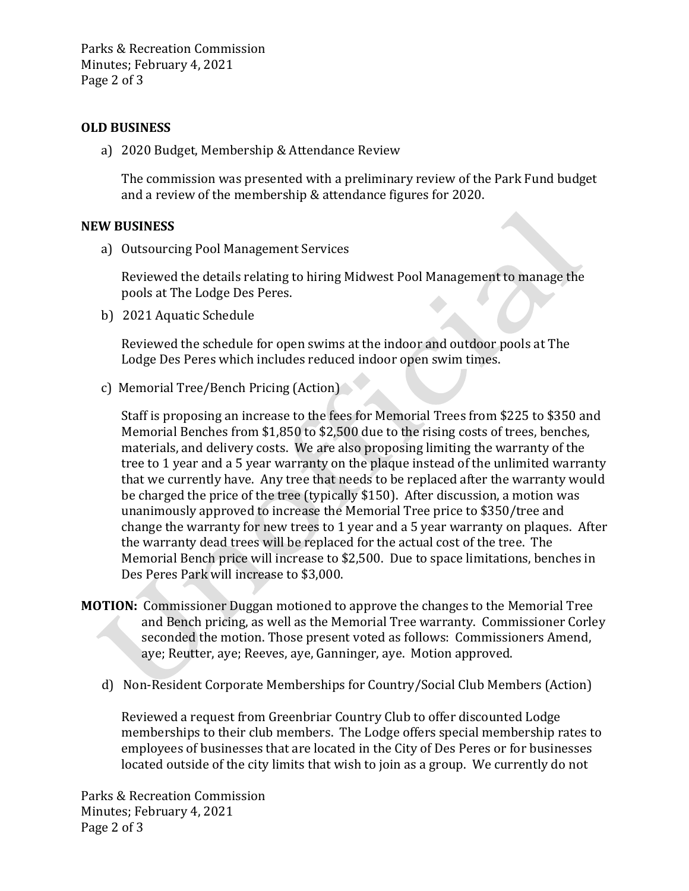**OLD BUSINESS**

a) 2020 Budget, Membership & Attendance Review

The commission was presented with a preliminary review of the Park Fund budget and a review of the membership & attendance figures for 2020.

**NEW BUSINESS**

a) Outsourcing Pool Management Services

Reviewed the details relating to hiring Midwest Pool Management to manage the pools at The Lodge Des Peres.

b) 2021 Aquatic Schedule

Reviewed the schedule for open swims at the indoor and outdoor pools at The Lodge Des Peres which includes reduced indoor open swim times.

c) Memorial Tree/Bench Pricing (Action)

Staff is proposing an increase to the fees for Memorial Trees from $225 to $350 and Memorial Benches from $1,850 to $2,500 due to the rising costs of trees, benches, materials, and delivery costs. We are also proposing limiting the warranty of the tree to 1 year and a 5 year warranty on the plaque instead of the unlimited warranty that we currently have. Any tree that needs to be replaced after the warranty would be charged the price of the tree (typically $150). After discussion, a motion was unanimously approved to increase the Memorial Tree price to $350/tree and change the warranty for new trees to 1 year and a 5 year warranty on plaques. After the warranty dead trees will be replaced for the actual cost of the tree. The Memorial Bench price will increase to $2,500. Due to space limitations, benches in Des Peres Park will increase to $3,000.

**MOTION:** Commissioner Duggan motioned to approve the changes to the Memorial Tree and Bench pricing, as well as the Memorial Tree warranty. Commissioner Corley seconded the motion. Those present voted as follows: Commissioners Amend, aye; Reutter, aye; Reeves, aye, Ganninger, aye. Motion approved.

d) Non-Resident Corporate Memberships for Country/Social Club Members (Action)

Reviewed a request from Greenbriar Country Club to offer discounted Lodge memberships to their club members. The Lodge offers special membership rates to employees of businesses that are located in the City of Des Peres or for businesses located outside of the city limits that wish to join as a group. We currently do not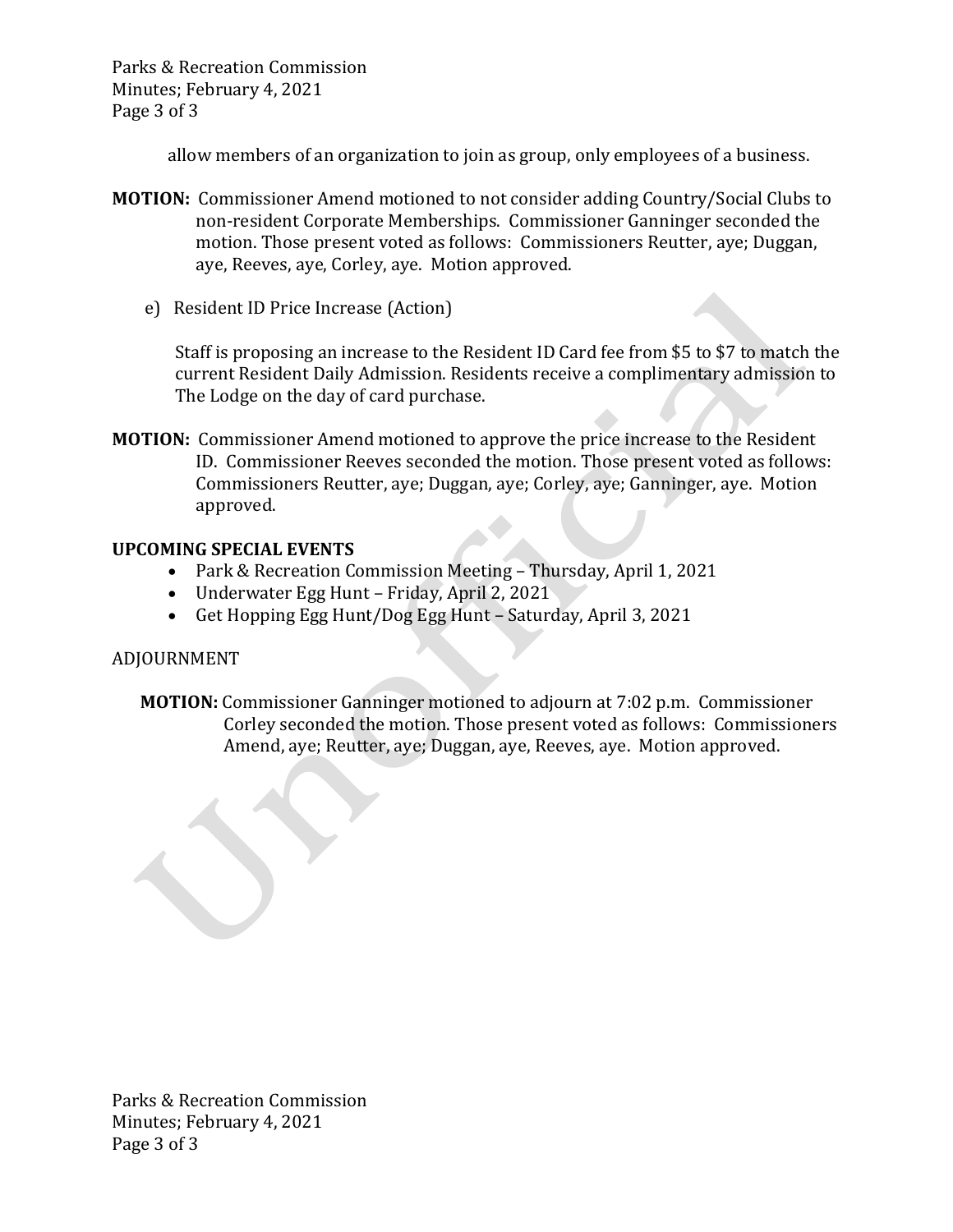allow members of an organization to join as group, only employees of a business.

**MOTION:** Commissioner Amend motioned to not consider adding Country/Social Clubs to non-resident Corporate Memberships. Commissioner Ganninger seconded the motion. Those present voted as follows: Commissioners Reutter, aye; Duggan, aye, Reeves, aye, Corley, aye. Motion approved.

e) Resident ID Price Increase (Action)

Staff is proposing an increase to the Resident ID Card fee from $5 to $7 to match the current Resident Daily Admission. Residents receive a complimentary admission to The Lodge on the day of card purchase.

**MOTION:** Commissioner Amend motioned to approve the price increase to the Resident ID. Commissioner Reeves seconded the motion. Those present voted as follows: Commissioners Reutter, aye; Duggan, aye; Corley, aye; Ganninger, aye. Motion approved.

**UPCOMING SPECIAL EVENTS**

- Park & Recreation Commission Meeting – Thursday, April 1, 2021
- Underwater Egg Hunt – Friday, April 2, 2021
- Get Hopping Egg Hunt/Dog Egg Hunt – Saturday, April 3, 2021

ADJOURNMENT

**MOTION:** Commissioner Ganninger motioned to adjourn at 7:02 p.m. Commissioner Corley seconded the motion. Those present voted as follows: Commissioners Amend, aye; Reutter, aye; Duggan, aye, Reeves, aye. Motion approved.